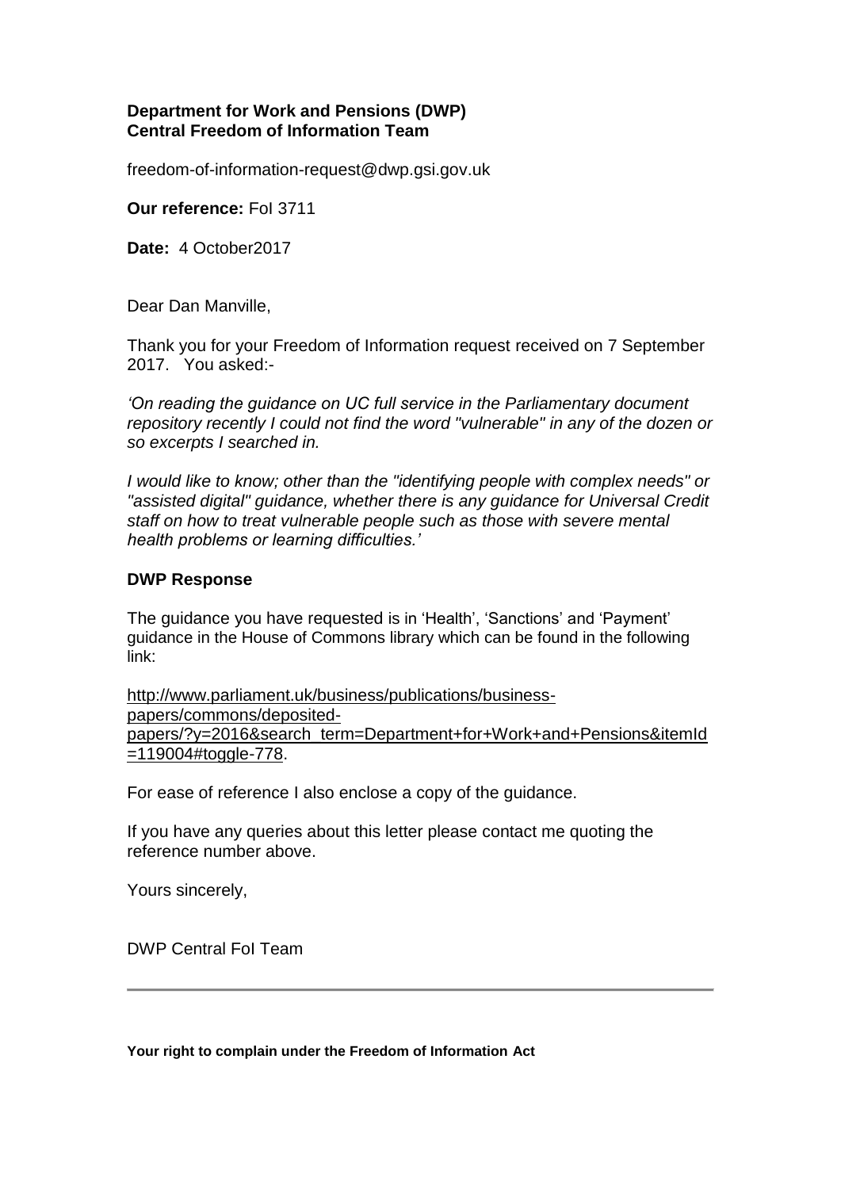**Department for Work and Pensions (DWP)**
**Central Freedom of Information Team**

freedom-of-information-request@dwp.gsi.gov.uk

**Our reference:** FoI 3711

**Date:** 4 October2017

Dear Dan Manville,

Thank you for your Freedom of Information request received on 7 September 2017. You asked:-

*'On reading the guidance on UC full service in the Parliamentary document repository recently I could not find the word "vulnerable" in any of the dozen or so excerpts I searched in.*

*I would like to know; other than the "identifying people with complex needs" or "assisted digital" guidance, whether there is any guidance for Universal Credit staff on how to treat vulnerable people such as those with severe mental health problems or learning difficulties.'*

**DWP Response**

The guidance you have requested is in 'Health', 'Sanctions' and 'Payment' guidance in the House of Commons library which can be found in the following link:

http://www.parliament.uk/business/publications/business-papers/commons/deposited-papers/?y=2016&search_term=Department+for+Work+and+Pensions&itemId=119004#toggle-778.

For ease of reference I also enclose a copy of the guidance.

If you have any queries about this letter please contact me quoting the reference number above.

Yours sincerely,

DWP Central FoI Team

---

**Your right to complain under the Freedom of Information Act**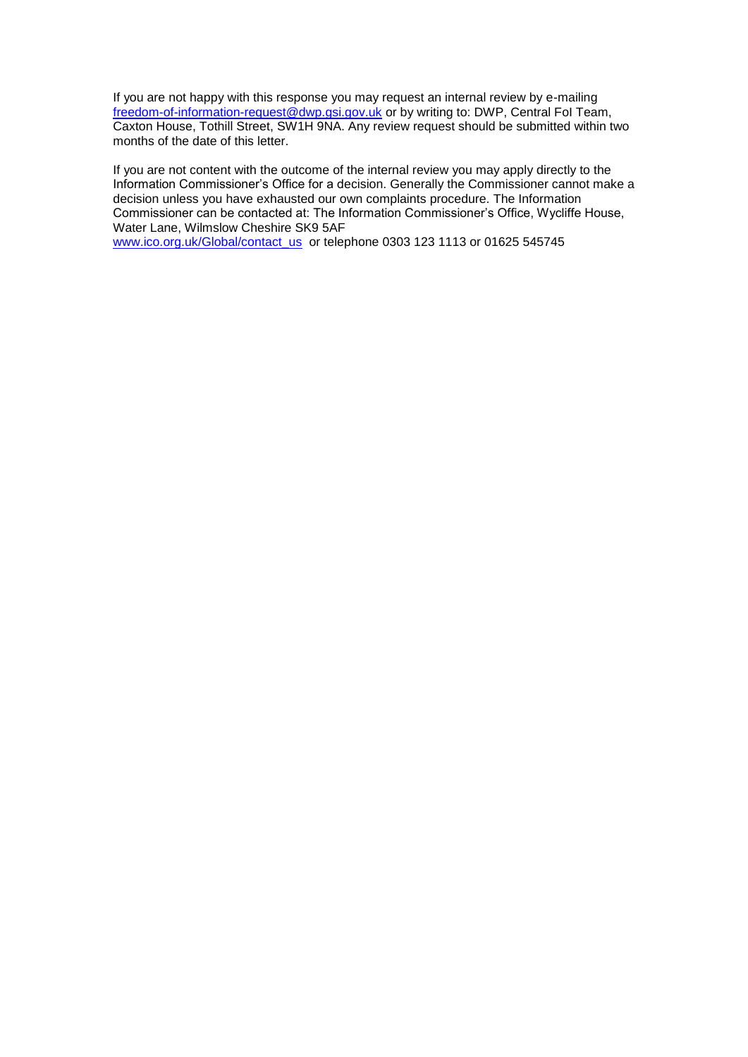If you are not happy with this response you may request an internal review by e-mailing freedom-of-information-request@dwp.gsi.gov.uk or by writing to: DWP, Central FoI Team, Caxton House, Tothill Street, SW1H 9NA. Any review request should be submitted within two months of the date of this letter.

If you are not content with the outcome of the internal review you may apply directly to the Information Commissioner's Office for a decision. Generally the Commissioner cannot make a decision unless you have exhausted our own complaints procedure. The Information Commissioner can be contacted at: The Information Commissioner's Office, Wycliffe House, Water Lane, Wilmslow Cheshire SK9 5AF
www.ico.org.uk/Global/contact_us or telephone 0303 123 1113 or 01625 545745